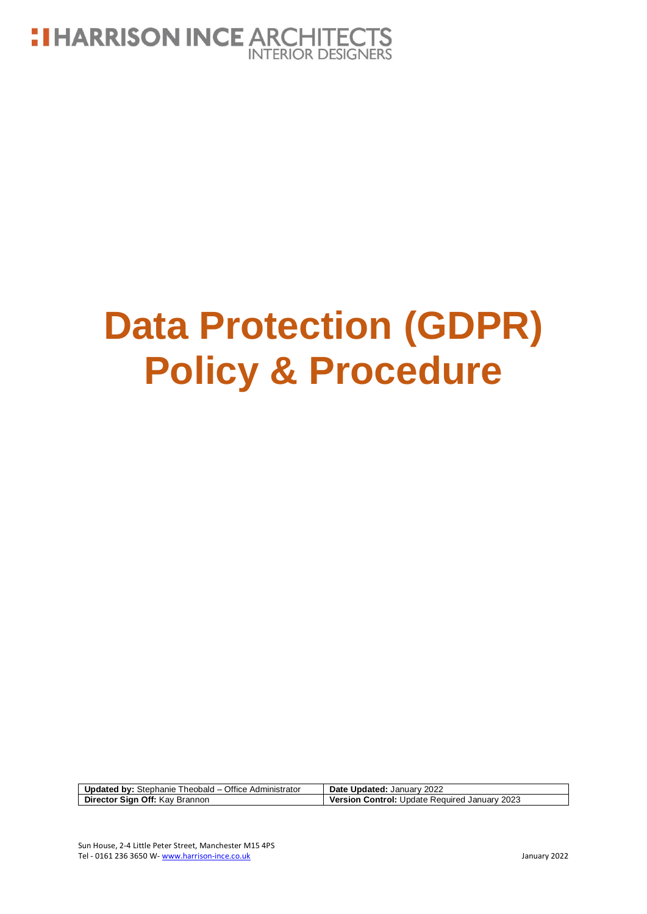HARRISON INCE ARCHITECTS
INTERIOR DESIGNERS

# Data Protection (GDPR) Policy & Procedure

| **Updated by:** Stephanie Theobald – Office Administrator | **Date Updated:** January 2022 |
| --- | --- |
| **Director Sign Off:** Kay Brannon | **Version Control:** Update Required January 2023 |

Sun House, 2-4 Little Peter Street, Manchester M15 4PS
Tel - 0161 236 3650 W- www.harrison-ince.co.uk

January 2022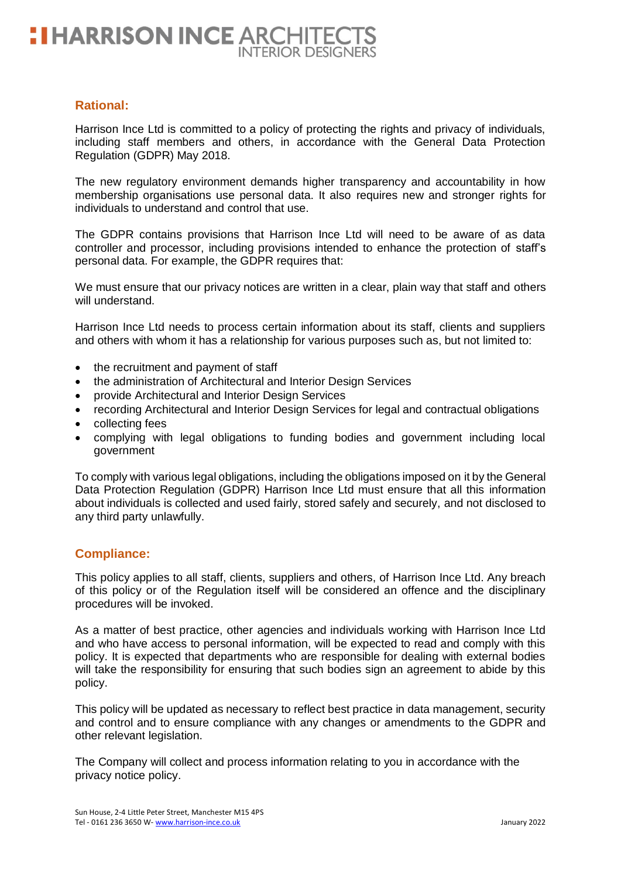## Rational:

Harrison Ince Ltd is committed to a policy of protecting the rights and privacy of individuals, including staff members and others, in accordance with the General Data Protection Regulation (GDPR) May 2018.

The new regulatory environment demands higher transparency and accountability in how membership organisations use personal data. It also requires new and stronger rights for individuals to understand and control that use.

The GDPR contains provisions that Harrison Ince Ltd will need to be aware of as data controller and processor, including provisions intended to enhance the protection of staff's personal data. For example, the GDPR requires that:

We must ensure that our privacy notices are written in a clear, plain way that staff and others will understand.

Harrison Ince Ltd needs to process certain information about its staff, clients and suppliers and others with whom it has a relationship for various purposes such as, but not limited to:

- the recruitment and payment of staff
- the administration of Architectural and Interior Design Services
- provide Architectural and Interior Design Services
- recording Architectural and Interior Design Services for legal and contractual obligations
- collecting fees
- complying with legal obligations to funding bodies and government including local government

To comply with various legal obligations, including the obligations imposed on it by the General Data Protection Regulation (GDPR) Harrison Ince Ltd must ensure that all this information about individuals is collected and used fairly, stored safely and securely, and not disclosed to any third party unlawfully.

## Compliance:

This policy applies to all staff, clients, suppliers and others, of Harrison Ince Ltd. Any breach of this policy or of the Regulation itself will be considered an offence and the disciplinary procedures will be invoked.

As a matter of best practice, other agencies and individuals working with Harrison Ince Ltd and who have access to personal information, will be expected to read and comply with this policy. It is expected that departments who are responsible for dealing with external bodies will take the responsibility for ensuring that such bodies sign an agreement to abide by this policy.

This policy will be updated as necessary to reflect best practice in data management, security and control and to ensure compliance with any changes or amendments to the GDPR and other relevant legislation.

The Company will collect and process information relating to you in accordance with the privacy notice policy.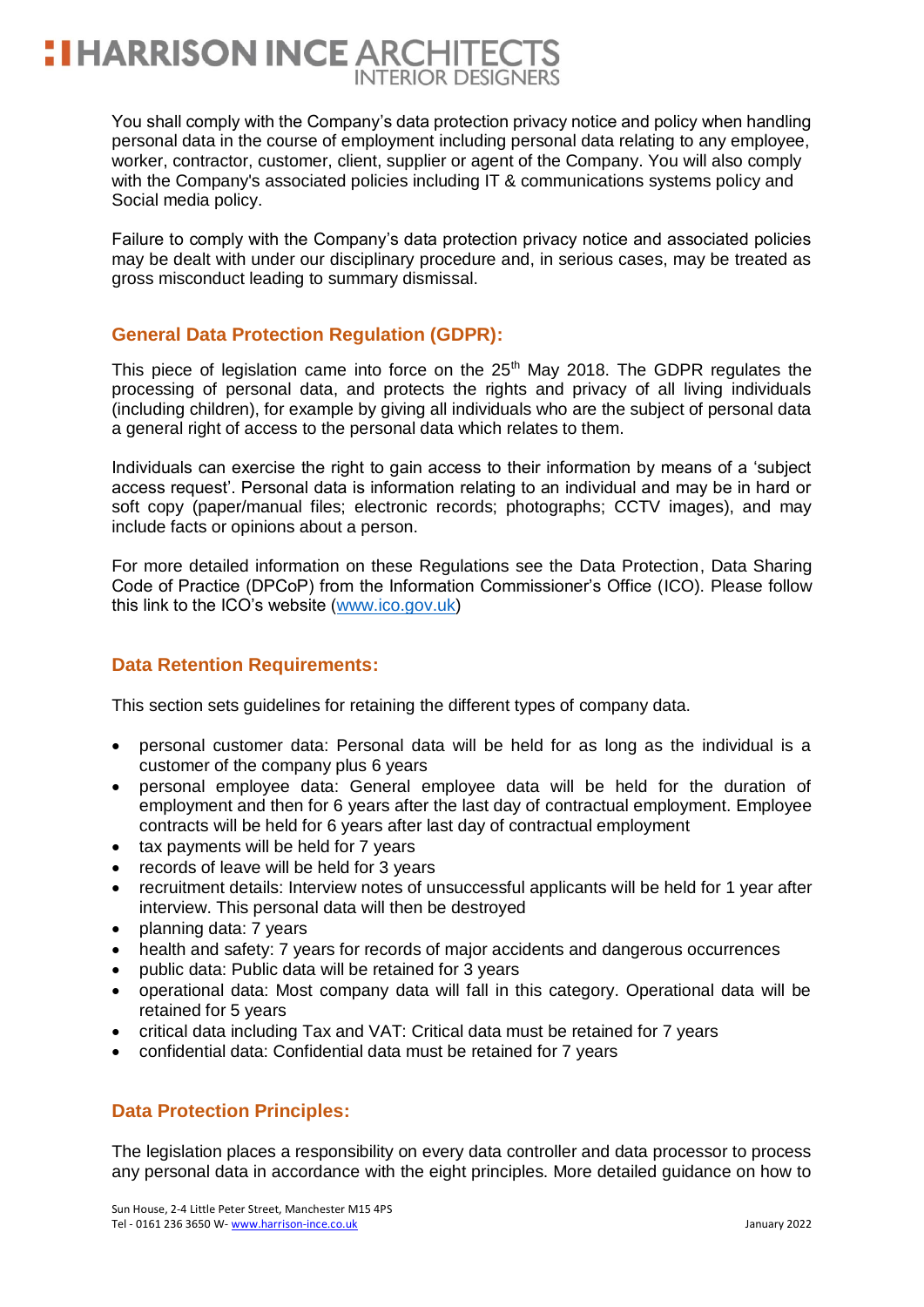You shall comply with the Company's data protection privacy notice and policy when handling personal data in the course of employment including personal data relating to any employee, worker, contractor, customer, client, supplier or agent of the Company. You will also comply with the Company's associated policies including IT & communications systems policy and Social media policy.

Failure to comply with the Company's data protection privacy notice and associated policies may be dealt with under our disciplinary procedure and, in serious cases, may be treated as gross misconduct leading to summary dismissal.

## General Data Protection Regulation (GDPR):

This piece of legislation came into force on the 25th May 2018. The GDPR regulates the processing of personal data, and protects the rights and privacy of all living individuals (including children), for example by giving all individuals who are the subject of personal data a general right of access to the personal data which relates to them.

Individuals can exercise the right to gain access to their information by means of a 'subject access request'. Personal data is information relating to an individual and may be in hard or soft copy (paper/manual files; electronic records; photographs; CCTV images), and may include facts or opinions about a person.

For more detailed information on these Regulations see the Data Protection, Data Sharing Code of Practice (DPCoP) from the Information Commissioner's Office (ICO). Please follow this link to the ICO's website (www.ico.gov.uk)

## Data Retention Requirements:

This section sets guidelines for retaining the different types of company data.

- personal customer data: Personal data will be held for as long as the individual is a customer of the company plus 6 years
- personal employee data: General employee data will be held for the duration of employment and then for 6 years after the last day of contractual employment. Employee contracts will be held for 6 years after last day of contractual employment
- tax payments will be held for 7 years
- records of leave will be held for 3 years
- recruitment details: Interview notes of unsuccessful applicants will be held for 1 year after interview. This personal data will then be destroyed
- planning data: 7 years
- health and safety: 7 years for records of major accidents and dangerous occurrences
- public data: Public data will be retained for 3 years
- operational data: Most company data will fall in this category. Operational data will be retained for 5 years
- critical data including Tax and VAT: Critical data must be retained for 7 years
- confidential data: Confidential data must be retained for 7 years

## Data Protection Principles:

The legislation places a responsibility on every data controller and data processor to process any personal data in accordance with the eight principles. More detailed guidance on how to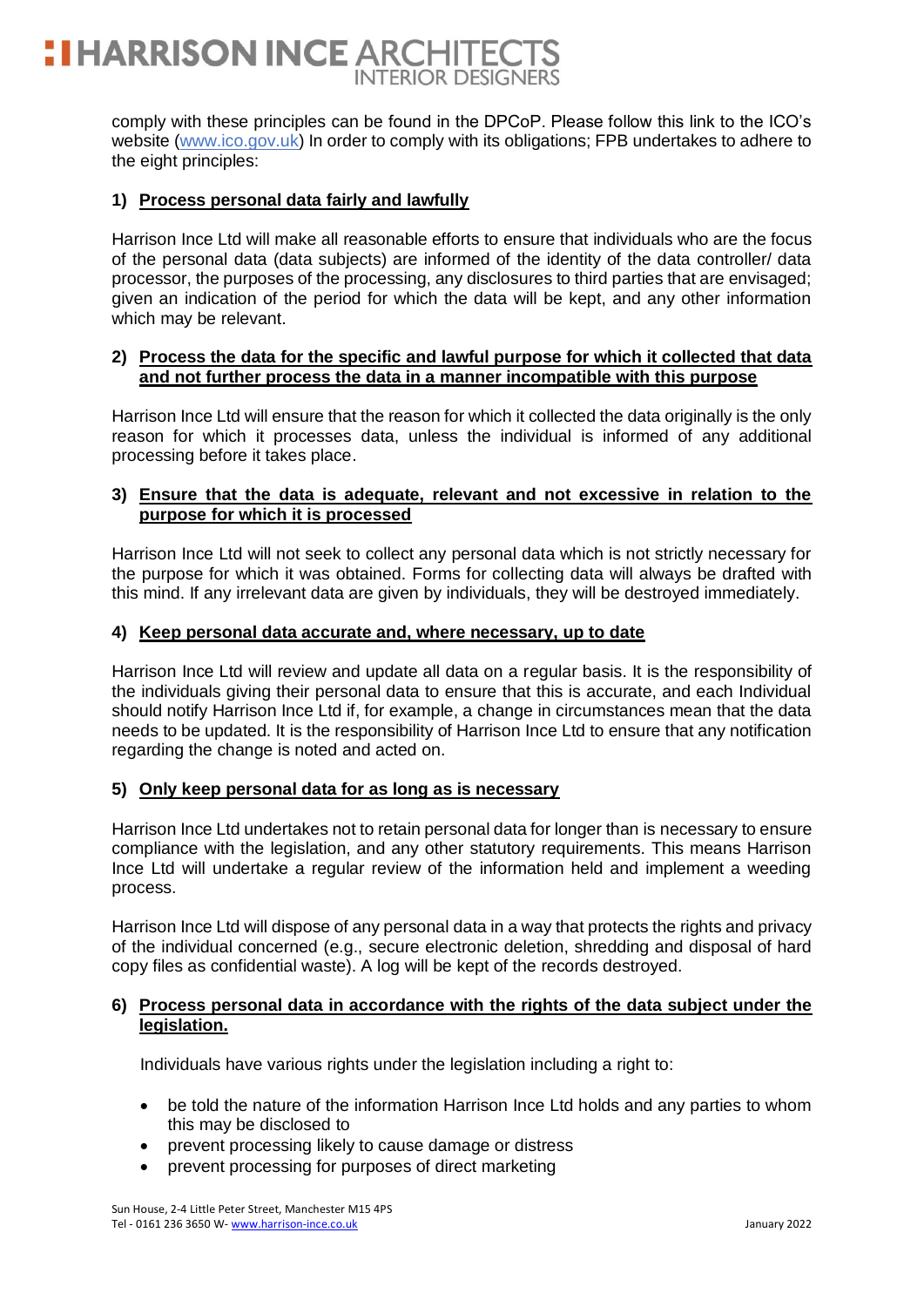comply with these principles can be found in the DPCoP. Please follow this link to the ICO's website (www.ico.gov.uk) In order to comply with its obligations; FPB undertakes to adhere to the eight principles:

**1) Process personal data fairly and lawfully**

Harrison Ince Ltd will make all reasonable efforts to ensure that individuals who are the focus of the personal data (data subjects) are informed of the identity of the data controller/ data processor, the purposes of the processing, any disclosures to third parties that are envisaged; given an indication of the period for which the data will be kept, and any other information which may be relevant.

**2) Process the data for the specific and lawful purpose for which it collected that data and not further process the data in a manner incompatible with this purpose**

Harrison Ince Ltd will ensure that the reason for which it collected the data originally is the only reason for which it processes data, unless the individual is informed of any additional processing before it takes place.

**3) Ensure that the data is adequate, relevant and not excessive in relation to the purpose for which it is processed**

Harrison Ince Ltd will not seek to collect any personal data which is not strictly necessary for the purpose for which it was obtained. Forms for collecting data will always be drafted with this mind. If any irrelevant data are given by individuals, they will be destroyed immediately.

**4) Keep personal data accurate and, where necessary, up to date**

Harrison Ince Ltd will review and update all data on a regular basis. It is the responsibility of the individuals giving their personal data to ensure that this is accurate, and each Individual should notify Harrison Ince Ltd if, for example, a change in circumstances mean that the data needs to be updated. It is the responsibility of Harrison Ince Ltd to ensure that any notification regarding the change is noted and acted on.

**5) Only keep personal data for as long as is necessary**

Harrison Ince Ltd undertakes not to retain personal data for longer than is necessary to ensure compliance with the legislation, and any other statutory requirements. This means Harrison Ince Ltd will undertake a regular review of the information held and implement a weeding process.

Harrison Ince Ltd will dispose of any personal data in a way that protects the rights and privacy of the individual concerned (e.g., secure electronic deletion, shredding and disposal of hard copy files as confidential waste). A log will be kept of the records destroyed.

**6) Process personal data in accordance with the rights of the data subject under the legislation.**

Individuals have various rights under the legislation including a right to:

- be told the nature of the information Harrison Ince Ltd holds and any parties to whom this may be disclosed to
- prevent processing likely to cause damage or distress
- prevent processing for purposes of direct marketing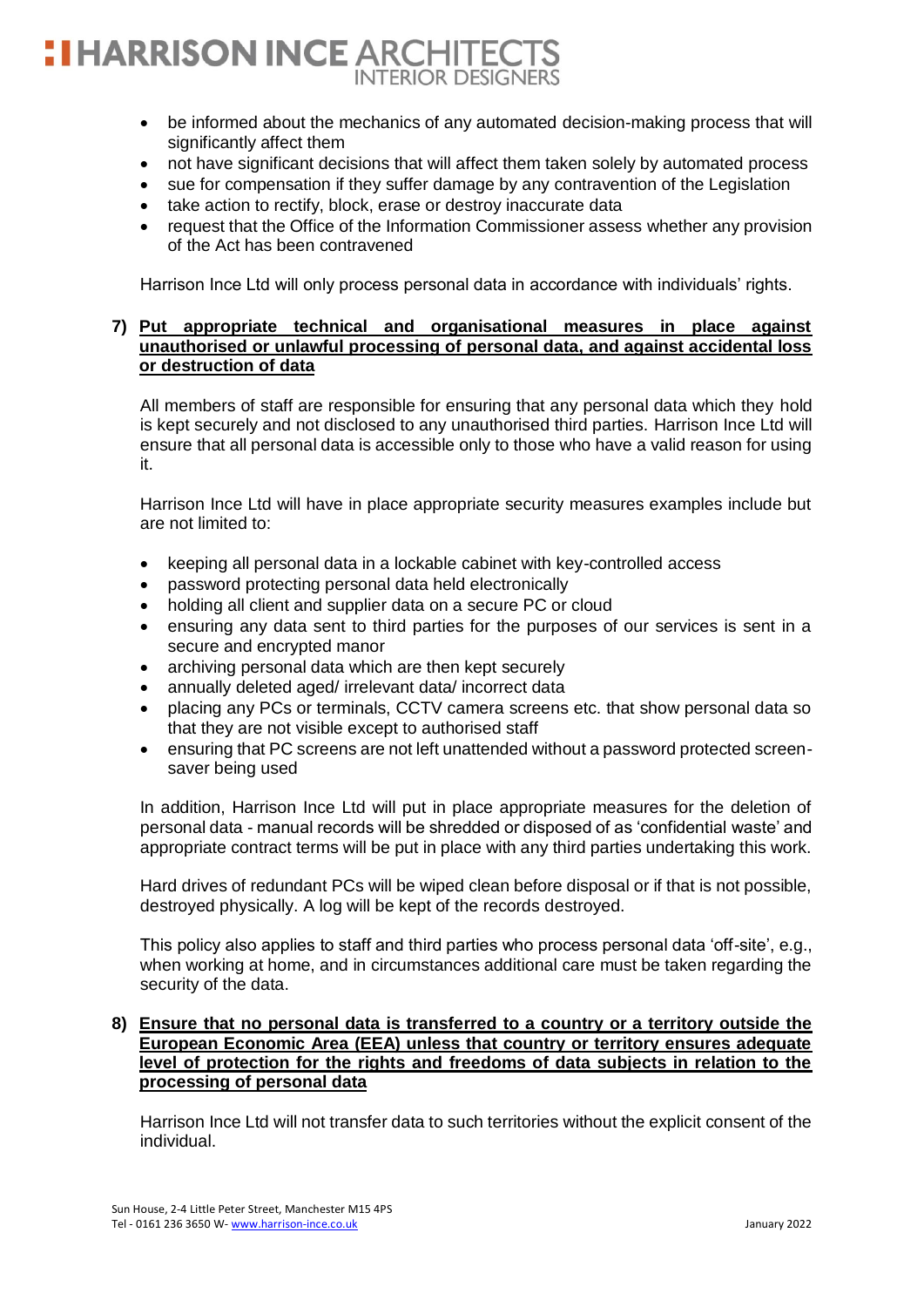- be informed about the mechanics of any automated decision-making process that will significantly affect them
- not have significant decisions that will affect them taken solely by automated process
- sue for compensation if they suffer damage by any contravention of the Legislation
- take action to rectify, block, erase or destroy inaccurate data
- request that the Office of the Information Commissioner assess whether any provision of the Act has been contravened

Harrison Ince Ltd will only process personal data in accordance with individuals' rights.

**7) <u>Put appropriate technical and organisational measures in place against unauthorised or unlawful processing of personal data, and against accidental loss or destruction of data</u>**

All members of staff are responsible for ensuring that any personal data which they hold is kept securely and not disclosed to any unauthorised third parties. Harrison Ince Ltd will ensure that all personal data is accessible only to those who have a valid reason for using it.

Harrison Ince Ltd will have in place appropriate security measures examples include but are not limited to:

- keeping all personal data in a lockable cabinet with key-controlled access
- password protecting personal data held electronically
- holding all client and supplier data on a secure PC or cloud
- ensuring any data sent to third parties for the purposes of our services is sent in a secure and encrypted manor
- archiving personal data which are then kept securely
- annually deleted aged/ irrelevant data/ incorrect data
- placing any PCs or terminals, CCTV camera screens etc. that show personal data so that they are not visible except to authorised staff
- ensuring that PC screens are not left unattended without a password protected screen-saver being used

In addition, Harrison Ince Ltd will put in place appropriate measures for the deletion of personal data - manual records will be shredded or disposed of as 'confidential waste' and appropriate contract terms will be put in place with any third parties undertaking this work.

Hard drives of redundant PCs will be wiped clean before disposal or if that is not possible, destroyed physically. A log will be kept of the records destroyed.

This policy also applies to staff and third parties who process personal data 'off-site', e.g., when working at home, and in circumstances additional care must be taken regarding the security of the data.

**8) <u>Ensure that no personal data is transferred to a country or a territory outside the European Economic Area (EEA) unless that country or territory ensures adequate level of protection for the rights and freedoms of data subjects in relation to the processing of personal data</u>**

Harrison Ince Ltd will not transfer data to such territories without the explicit consent of the individual.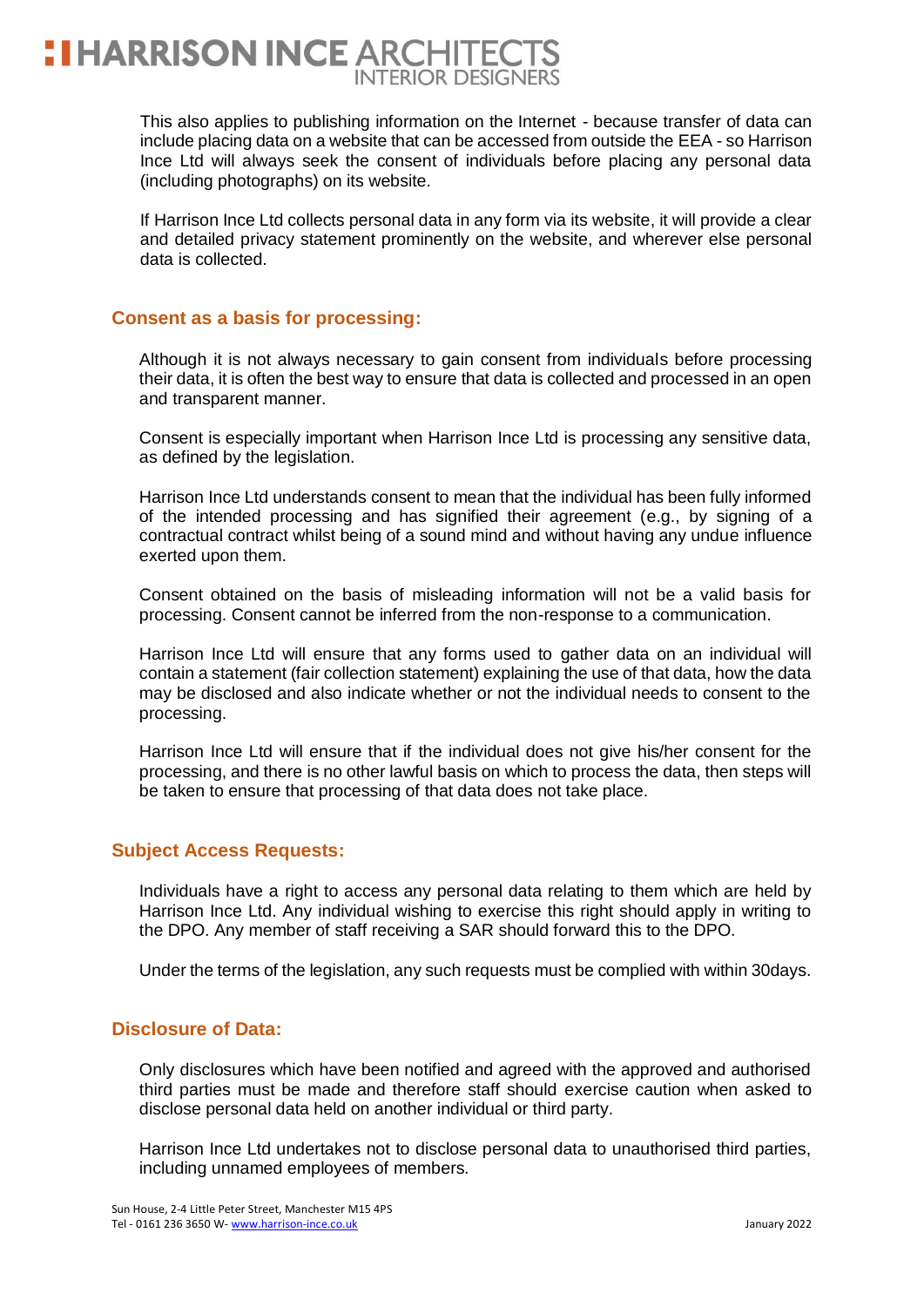This also applies to publishing information on the Internet - because transfer of data can include placing data on a website that can be accessed from outside the EEA - so Harrison Ince Ltd will always seek the consent of individuals before placing any personal data (including photographs) on its website.

If Harrison Ince Ltd collects personal data in any form via its website, it will provide a clear and detailed privacy statement prominently on the website, and wherever else personal data is collected.

## Consent as a basis for processing:

Although it is not always necessary to gain consent from individuals before processing their data, it is often the best way to ensure that data is collected and processed in an open and transparent manner.

Consent is especially important when Harrison Ince Ltd is processing any sensitive data, as defined by the legislation.

Harrison Ince Ltd understands consent to mean that the individual has been fully informed of the intended processing and has signified their agreement (e.g., by signing of a contractual contract whilst being of a sound mind and without having any undue influence exerted upon them.

Consent obtained on the basis of misleading information will not be a valid basis for processing. Consent cannot be inferred from the non-response to a communication.

Harrison Ince Ltd will ensure that any forms used to gather data on an individual will contain a statement (fair collection statement) explaining the use of that data, how the data may be disclosed and also indicate whether or not the individual needs to consent to the processing.

Harrison Ince Ltd will ensure that if the individual does not give his/her consent for the processing, and there is no other lawful basis on which to process the data, then steps will be taken to ensure that processing of that data does not take place.

## Subject Access Requests:

Individuals have a right to access any personal data relating to them which are held by Harrison Ince Ltd. Any individual wishing to exercise this right should apply in writing to the DPO. Any member of staff receiving a SAR should forward this to the DPO.

Under the terms of the legislation, any such requests must be complied with within 30days.

## Disclosure of Data:

Only disclosures which have been notified and agreed with the approved and authorised third parties must be made and therefore staff should exercise caution when asked to disclose personal data held on another individual or third party.

Harrison Ince Ltd undertakes not to disclose personal data to unauthorised third parties, including unnamed employees of members.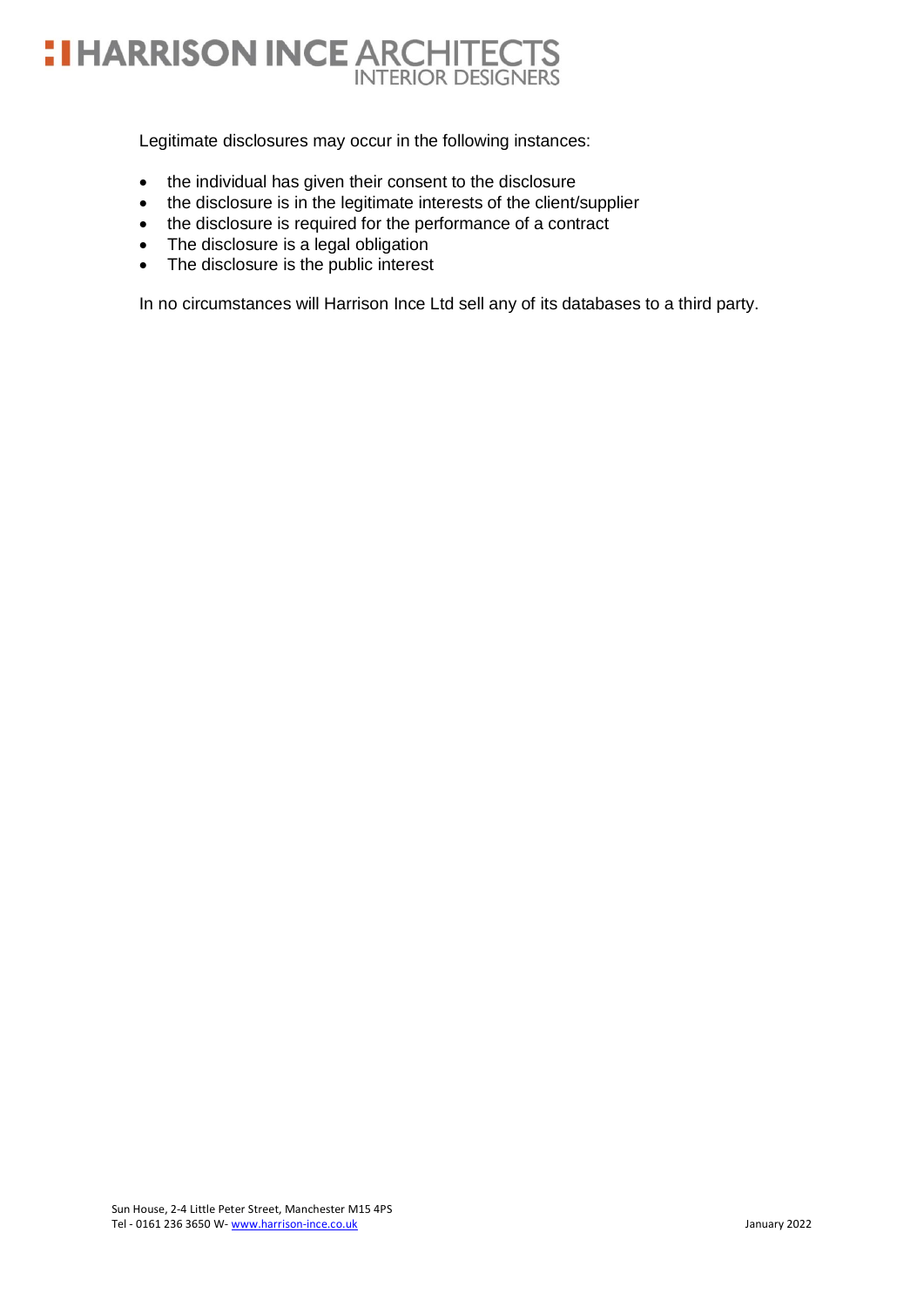Legitimate disclosures may occur in the following instances:

- the individual has given their consent to the disclosure
- the disclosure is in the legitimate interests of the client/supplier
- the disclosure is required for the performance of a contract
- The disclosure is a legal obligation
- The disclosure is the public interest

In no circumstances will Harrison Ince Ltd sell any of its databases to a third party.